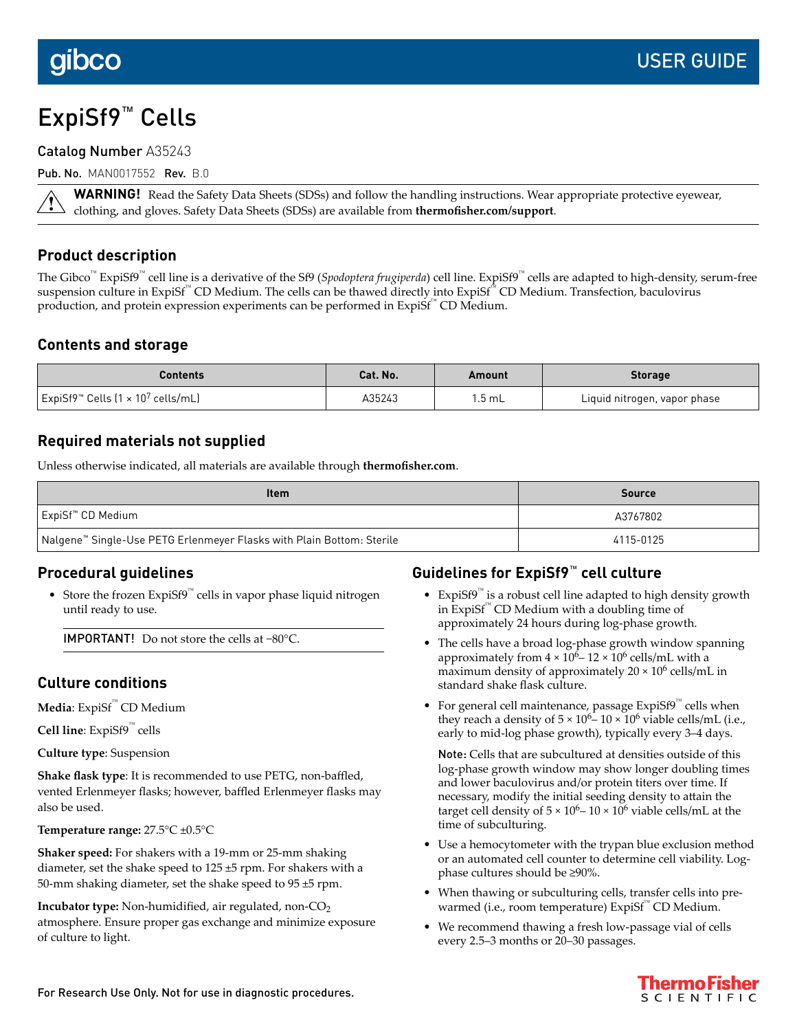gibco USER GUIDE

# ExpiSf9™ Cells

Catalog Number A35243

Pub. No. MAN0017552 Rev. B.0

**WARNING!** Read the Safety Data Sheets (SDSs) and follow the handling instructions. Wear appropriate protective eyewear, clothing, and gloves. Safety Data Sheets (SDSs) are available from **thermofisher.com/support**.

## Product description

The Gibco™ ExpiSf9™ cell line is a derivative of the Sf9 (*Spodoptera frugiperda*) cell line. ExpiSf9™ cells are adapted to high-density, serum-free suspension culture in ExpiSf™ CD Medium. The cells can be thawed directly into ExpiSf™ CD Medium. Transfection, baculovirus production, and protein expression experiments can be performed in ExpiSf™ CD Medium.

## Contents and storage

| Contents | Cat. No. | Amount | Storage |
|---|---|---|---|
| ExpiSf9™ Cells ($1 \times 10^7$ cells/mL) | A35243 | 1.5 mL | Liquid nitrogen, vapor phase |

## Required materials not supplied

Unless otherwise indicated, all materials are available through **thermofisher.com**.

| Item | Source |
|---|---|
| ExpiSf™ CD Medium | A3767802 |
| Nalgene™ Single-Use PETG Erlenmeyer Flasks with Plain Bottom: Sterile | 4115-0125 |

## Procedural guidelines

- Store the frozen ExpiSf9™ cells in vapor phase liquid nitrogen until ready to use.

**IMPORTANT!** Do not store the cells at −80°C.

## Culture conditions

**Media**: ExpiSf™ CD Medium

**Cell line**: ExpiSf9™ cells

**Culture type**: Suspension

**Shake flask type**: It is recommended to use PETG, non-baffled, vented Erlenmeyer flasks; however, baffled Erlenmeyer flasks may also be used.

**Temperature range:** 27.5°C ±0.5°C

**Shaker speed:** For shakers with a 19-mm or 25-mm shaking diameter, set the shake speed to 125 ±5 rpm. For shakers with a 50-mm shaking diameter, set the shake speed to 95 ±5 rpm.

**Incubator type:** Non-humidified, air regulated, non-$CO_2$ atmosphere. Ensure proper gas exchange and minimize exposure of culture to light.

## Guidelines for ExpiSf9™ cell culture

- ExpiSf9™ is a robust cell line adapted to high density growth in ExpiSf™ CD Medium with a doubling time of approximately 24 hours during log-phase growth.
- The cells have a broad log-phase growth window spanning approximately from $4 \times 10^6$– $12 \times 10^6$ cells/mL with a maximum density of approximately $20 \times 10^6$ cells/mL in standard shake flask culture.
- For general cell maintenance, passage ExpiSf9™ cells when they reach a density of $5 \times 10^6$– $10 \times 10^6$ viable cells/mL (i.e., early to mid-log phase growth), typically every 3–4 days.

  **Note:** Cells that are subcultured at densities outside of this log-phase growth window may show longer doubling times and lower baculovirus and/or protein titers over time. If necessary, modify the initial seeding density to attain the target cell density of $5 \times 10^6$– $10 \times 10^6$ viable cells/mL at the time of subculturing.
- Use a hemocytometer with the trypan blue exclusion method or an automated cell counter to determine cell viability. Log-phase cultures should be ≥90%.
- When thawing or subculturing cells, transfer cells into pre-warmed (i.e., room temperature) ExpiSf™ CD Medium.
- We recommend thawing a fresh low-passage vial of cells every 2.5–3 months or 20–30 passages.

For Research Use Only. Not for use in diagnostic procedures.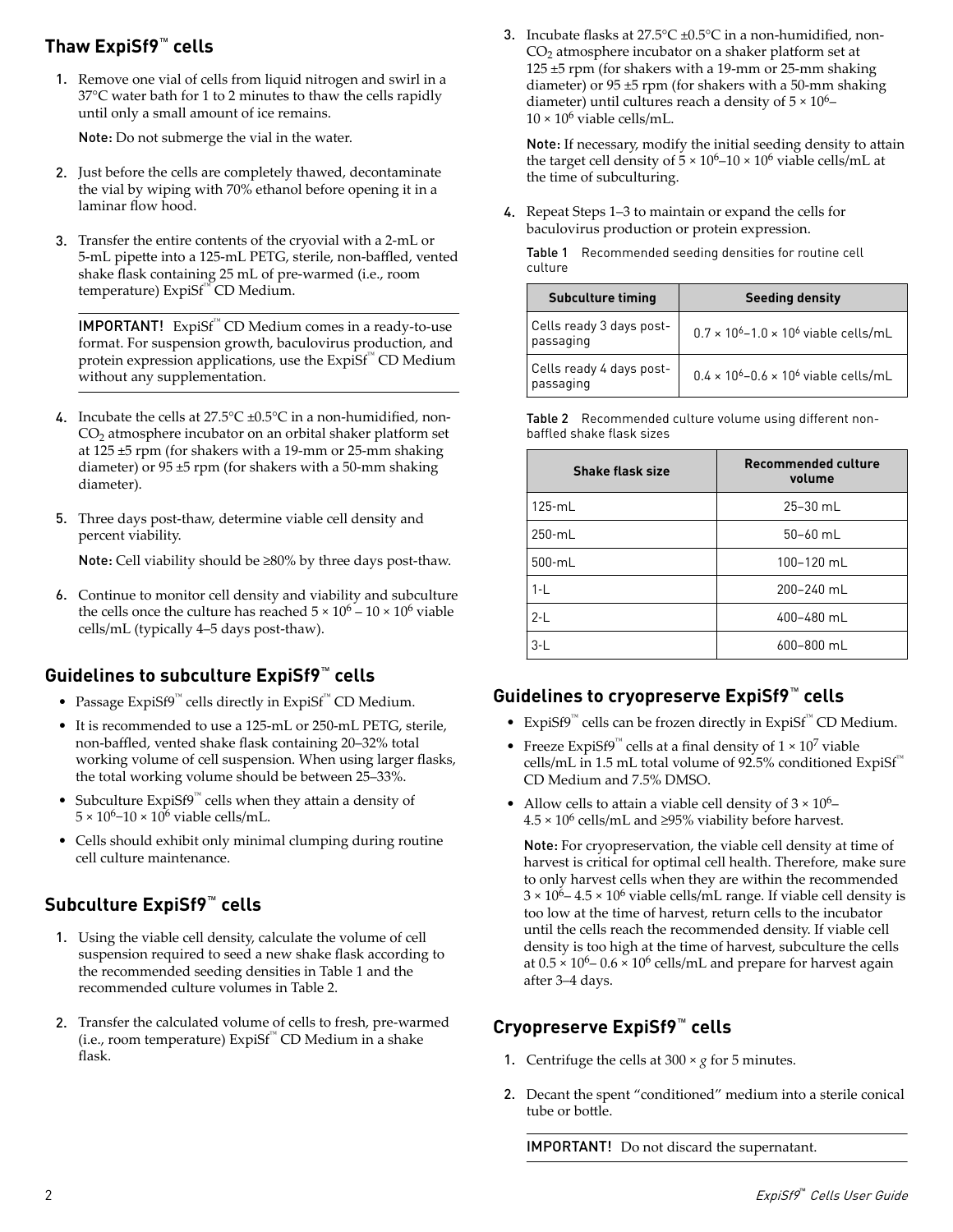## Thaw ExpiSf9™ cells

1. Remove one vial of cells from liquid nitrogen and swirl in a 37°C water bath for 1 to 2 minutes to thaw the cells rapidly until only a small amount of ice remains.

   **Note:** Do not submerge the vial in the water.

2. Just before the cells are completely thawed, decontaminate the vial by wiping with 70% ethanol before opening it in a laminar flow hood.

3. Transfer the entire contents of the cryovial with a 2-mL or 5-mL pipette into a 125-mL PETG, sterile, non-baffled, vented shake flask containing 25 mL of pre-warmed (i.e., room temperature) ExpiSf™ CD Medium.

   **IMPORTANT!** ExpiSf™ CD Medium comes in a ready-to-use format. For suspension growth, baculovirus production, and protein expression applications, use the ExpiSf™ CD Medium without any supplementation.

4. Incubate the cells at 27.5°C ±0.5°C in a non-humidified, non-$CO_2$ atmosphere incubator on an orbital shaker platform set at 125 ±5 rpm (for shakers with a 19-mm or 25-mm shaking diameter) or 95 ±5 rpm (for shakers with a 50-mm shaking diameter).

5. Three days post-thaw, determine viable cell density and percent viability.

   **Note:** Cell viability should be ≥80% by three days post-thaw.

6. Continue to monitor cell density and viability and subculture the cells once the culture has reached $5 \times 10^6$ – $10 \times 10^6$ viable cells/mL (typically 4–5 days post-thaw).

## Guidelines to subculture ExpiSf9™ cells

- Passage ExpiSf9™ cells directly in ExpiSf™ CD Medium.
- It is recommended to use a 125-mL or 250-mL PETG, sterile, non-baffled, vented shake flask containing 20–32% total working volume of cell suspension. When using larger flasks, the total working volume should be between 25–33%.
- Subculture ExpiSf9™ cells when they attain a density of $5 \times 10^6$–$10 \times 10^6$ viable cells/mL.
- Cells should exhibit only minimal clumping during routine cell culture maintenance.

## Subculture ExpiSf9™ cells

1. Using the viable cell density, calculate the volume of cell suspension required to seed a new shake flask according to the recommended seeding densities in Table 1 and the recommended culture volumes in Table 2.

2. Transfer the calculated volume of cells to fresh, pre-warmed (i.e., room temperature) ExpiSf™ CD Medium in a shake flask.

3. Incubate flasks at 27.5°C ±0.5°C in a non-humidified, non-$CO_2$ atmosphere incubator on a shaker platform set at 125 ±5 rpm (for shakers with a 19-mm or 25-mm shaking diameter) or 95 ±5 rpm (for shakers with a 50-mm shaking diameter) until cultures reach a density of $5 \times 10^6$–$10 \times 10^6$ viable cells/mL.

   **Note:** If necessary, modify the initial seeding density to attain the target cell density of $5 \times 10^6$–$10 \times 10^6$ viable cells/mL at the time of subculturing.

4. Repeat Steps 1–3 to maintain or expand the cells for baculovirus production or protein expression.

**Table 1** Recommended seeding densities for routine cell culture

| Subculture timing | Seeding density |
|---|---|
| Cells ready 3 days post-passaging | $0.7 \times 10^6$–$1.0 \times 10^6$ viable cells/mL |
| Cells ready 4 days post-passaging | $0.4 \times 10^6$–$0.6 \times 10^6$ viable cells/mL |

**Table 2** Recommended culture volume using different non-baffled shake flask sizes

| Shake flask size | Recommended culture volume |
|---|---|
| 125-mL | 25–30 mL |
| 250-mL | 50–60 mL |
| 500-mL | 100–120 mL |
| 1-L | 200–240 mL |
| 2-L | 400–480 mL |
| 3-L | 600–800 mL |

## Guidelines to cryopreserve ExpiSf9™ cells

- ExpiSf9™ cells can be frozen directly in ExpiSf™ CD Medium.
- Freeze ExpiSf9™ cells at a final density of $1 \times 10^7$ viable cells/mL in 1.5 mL total volume of 92.5% conditioned ExpiSf™ CD Medium and 7.5% DMSO.
- Allow cells to attain a viable cell density of $3 \times 10^6$–$4.5 \times 10^6$ cells/mL and ≥95% viability before harvest.

  **Note:** For cryopreservation, the viable cell density at time of harvest is critical for optimal cell health. Therefore, make sure to only harvest cells when they are within the recommended $3 \times 10^6$– $4.5 \times 10^6$ viable cells/mL range. If viable cell density is too low at the time of harvest, return cells to the incubator until the cells reach the recommended density. If viable cell density is too high at the time of harvest, subculture the cells at $0.5 \times 10^6$– $0.6 \times 10^6$ cells/mL and prepare for harvest again after 3–4 days.

## Cryopreserve ExpiSf9™ cells

1. Centrifuge the cells at 300 × *g* for 5 minutes.

2. Decant the spent "conditioned" medium into a sterile conical tube or bottle.

   **IMPORTANT!** Do not discard the supernatant.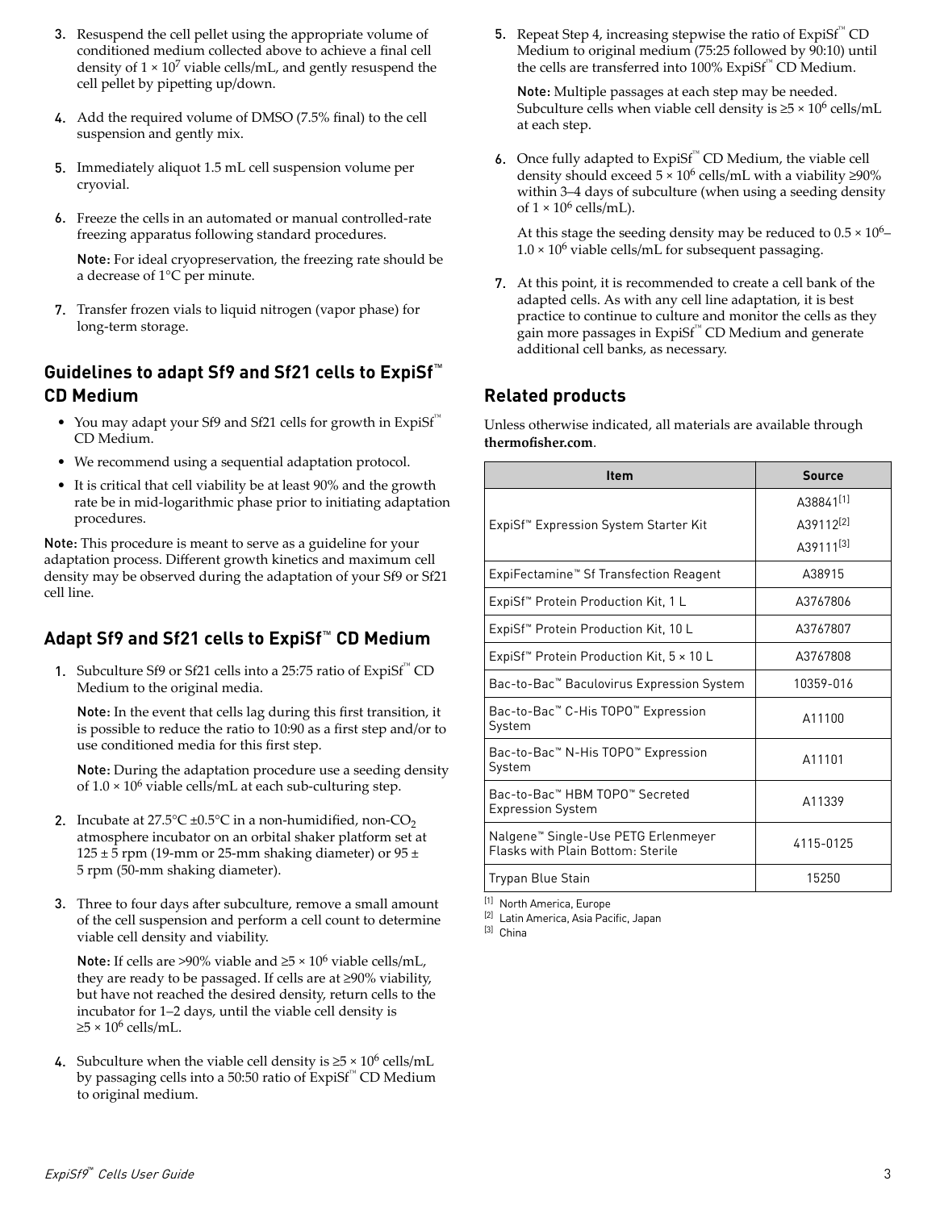3. Resuspend the cell pellet using the appropriate volume of conditioned medium collected above to achieve a final cell density of $1 \times 10^7$ viable cells/mL, and gently resuspend the cell pellet by pipetting up/down.

4. Add the required volume of DMSO (7.5% final) to the cell suspension and gently mix.

5. Immediately aliquot 1.5 mL cell suspension volume per cryovial.

6. Freeze the cells in an automated or manual controlled-rate freezing apparatus following standard procedures.

   **Note:** For ideal cryopreservation, the freezing rate should be a decrease of 1°C per minute.

7. Transfer frozen vials to liquid nitrogen (vapor phase) for long-term storage.

## Guidelines to adapt Sf9 and Sf21 cells to ExpiSf™ CD Medium

- You may adapt your Sf9 and Sf21 cells for growth in ExpiSf™ CD Medium.
- We recommend using a sequential adaptation protocol.
- It is critical that cell viability be at least 90% and the growth rate be in mid-logarithmic phase prior to initiating adaptation procedures.

**Note:** This procedure is meant to serve as a guideline for your adaptation process. Different growth kinetics and maximum cell density may be observed during the adaptation of your Sf9 or Sf21 cell line.

## Adapt Sf9 and Sf21 cells to ExpiSf™ CD Medium

1. Subculture Sf9 or Sf21 cells into a 25:75 ratio of ExpiSf™ CD Medium to the original media.

   **Note:** In the event that cells lag during this first transition, it is possible to reduce the ratio to 10:90 as a first step and/or to use conditioned media for this first step.

   **Note:** During the adaptation procedure use a seeding density of $1.0 \times 10^6$ viable cells/mL at each sub-culturing step.

2. Incubate at 27.5°C ±0.5°C in a non-humidified, non-$CO_2$ atmosphere incubator on an orbital shaker platform set at 125 ± 5 rpm (19-mm or 25-mm shaking diameter) or 95 ± 5 rpm (50-mm shaking diameter).

3. Three to four days after subculture, remove a small amount of the cell suspension and perform a cell count to determine viable cell density and viability.

   **Note:** If cells are >90% viable and $\geq 5 \times 10^6$ viable cells/mL, they are ready to be passaged. If cells are at ≥90% viability, but have not reached the desired density, return cells to the incubator for 1–2 days, until the viable cell density is $\geq 5 \times 10^6$ cells/mL.

4. Subculture when the viable cell density is $\geq 5 \times 10^6$ cells/mL by passaging cells into a 50:50 ratio of ExpiSf™ CD Medium to original medium.

5. Repeat Step 4, increasing stepwise the ratio of ExpiSf™ CD Medium to original medium (75:25 followed by 90:10) until the cells are transferred into 100% ExpiSf™ CD Medium.

   **Note:** Multiple passages at each step may be needed. Subculture cells when viable cell density is $\geq 5 \times 10^6$ cells/mL at each step.

6. Once fully adapted to ExpiSf™ CD Medium, the viable cell density should exceed $5 \times 10^6$ cells/mL with a viability ≥90% within 3–4 days of subculture (when using a seeding density of $1 \times 10^6$ cells/mL).

   At this stage the seeding density may be reduced to $0.5 \times 10^6$–$1.0 \times 10^6$ viable cells/mL for subsequent passaging.

7. At this point, it is recommended to create a cell bank of the adapted cells. As with any cell line adaptation, it is best practice to continue to culture and monitor the cells as they gain more passages in ExpiSf™ CD Medium and generate additional cell banks, as necessary.

## Related products

Unless otherwise indicated, all materials are available through **thermofisher.com**.

| Item | Source |
|---|---|
| ExpiSf™ Expression System Starter Kit | A38841[1]<br>A39112[2]<br>A39111[3] |
| ExpiFectamine™ Sf Transfection Reagent | A38915 |
| ExpiSf™ Protein Production Kit, 1 L | A3767806 |
| ExpiSf™ Protein Production Kit, 10 L | A3767807 |
| ExpiSf™ Protein Production Kit, 5 × 10 L | A3767808 |
| Bac-to-Bac™ Baculovirus Expression System | 10359-016 |
| Bac-to-Bac™ C-His TOPO™ Expression System | A11100 |
| Bac-to-Bac™ N-His TOPO™ Expression System | A11101 |
| Bac-to-Bac™ HBM TOPO™ Secreted Expression System | A11339 |
| Nalgene™ Single-Use PETG Erlenmeyer Flasks with Plain Bottom: Sterile | 4115-0125 |
| Trypan Blue Stain | 15250 |

[1] North America, Europe
[2] Latin America, Asia Pacific, Japan
[3] China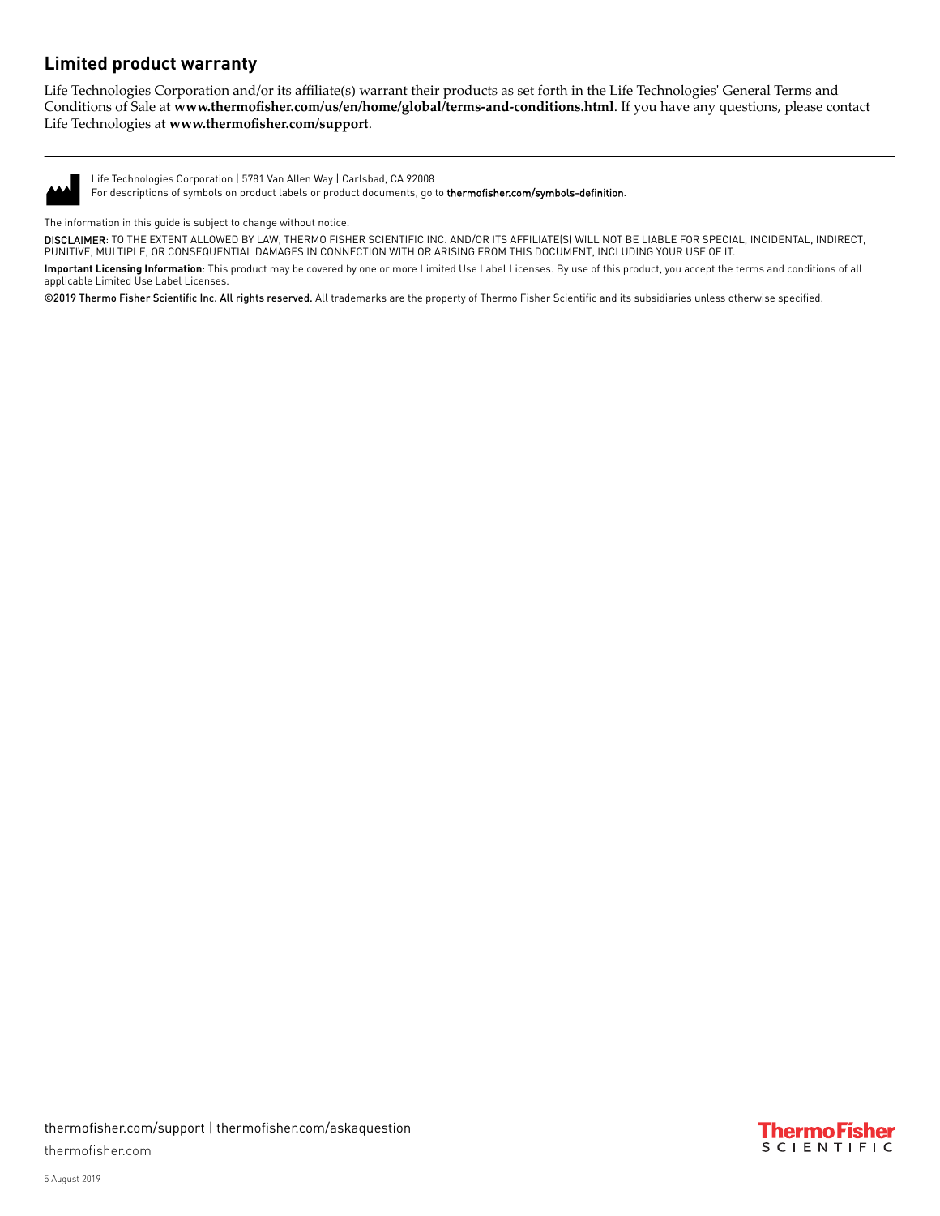## Limited product warranty

Life Technologies Corporation and/or its affiliate(s) warrant their products as set forth in the Life Technologies' General Terms and Conditions of Sale at **www.thermofisher.com/us/en/home/global/terms-and-conditions.html**. If you have any questions, please contact Life Technologies at **www.thermofisher.com/support**.

---

Life Technologies Corporation | 5781 Van Allen Way | Carlsbad, CA 92008
For descriptions of symbols on product labels or product documents, go to thermofisher.com/symbols-definition.

The information in this guide is subject to change without notice.

DISCLAIMER: TO THE EXTENT ALLOWED BY LAW, THERMO FISHER SCIENTIFIC INC. AND/OR ITS AFFILIATE(S) WILL NOT BE LIABLE FOR SPECIAL, INCIDENTAL, INDIRECT, PUNITIVE, MULTIPLE, OR CONSEQUENTIAL DAMAGES IN CONNECTION WITH OR ARISING FROM THIS DOCUMENT, INCLUDING YOUR USE OF IT.

**Important Licensing Information**: This product may be covered by one or more Limited Use Label Licenses. By use of this product, you accept the terms and conditions of all applicable Limited Use Label Licenses.

©2019 Thermo Fisher Scientific Inc. All rights reserved. All trademarks are the property of Thermo Fisher Scientific and its subsidiaries unless otherwise specified.

thermofisher.com/support | thermofisher.com/askaquestion

thermofisher.com

ThermoFisher SCIENTIFIC

5 August 2019